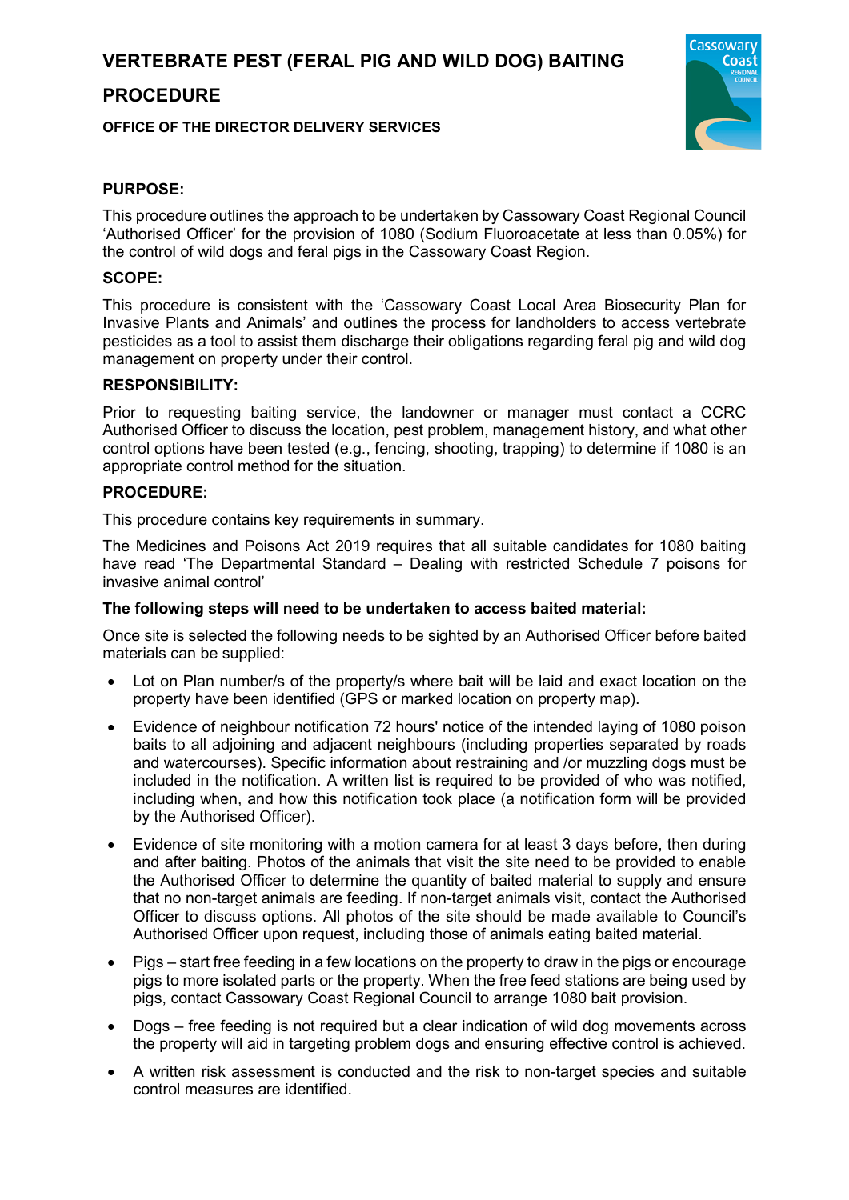# VERTEBRATE PEST (FERAL PIG AND WILD DOG) BAITING PROCEDURE

**OFFICE OF THE DIRECTOR DELIVERY SERVICES**

## PURPOSE:

This procedure outlines the approach to be undertaken by Cassowary Coast Regional Council 'Authorised Officer' for the provision of 1080 (Sodium Fluoroacetate at less than 0.05%) for the control of wild dogs and feral pigs in the Cassowary Coast Region.

## SCOPE:

This procedure is consistent with the 'Cassowary Coast Local Area Biosecurity Plan for Invasive Plants and Animals' and outlines the process for landholders to access vertebrate pesticides as a tool to assist them discharge their obligations regarding feral pig and wild dog management on property under their control.

## RESPONSIBILITY:

Prior to requesting baiting service, the landowner or manager must contact a CCRC Authorised Officer to discuss the location, pest problem, management history, and what other control options have been tested (e.g., fencing, shooting, trapping) to determine if 1080 is an appropriate control method for the situation.

## PROCEDURE:

This procedure contains key requirements in summary.

The Medicines and Poisons Act 2019 requires that all suitable candidates for 1080 baiting have read 'The Departmental Standard – Dealing with restricted Schedule 7 poisons for invasive animal control'

**The following steps will need to be undertaken to access baited material:**

Once site is selected the following needs to be sighted by an Authorised Officer before baited materials can be supplied:

- Lot on Plan number/s of the property/s where bait will be laid and exact location on the property have been identified (GPS or marked location on property map).
- Evidence of neighbour notification 72 hours' notice of the intended laying of 1080 poison baits to all adjoining and adjacent neighbours (including properties separated by roads and watercourses). Specific information about restraining and /or muzzling dogs must be included in the notification. A written list is required to be provided of who was notified, including when, and how this notification took place (a notification form will be provided by the Authorised Officer).
- Evidence of site monitoring with a motion camera for at least 3 days before, then during and after baiting. Photos of the animals that visit the site need to be provided to enable the Authorised Officer to determine the quantity of baited material to supply and ensure that no non-target animals are feeding. If non-target animals visit, contact the Authorised Officer to discuss options. All photos of the site should be made available to Council's Authorised Officer upon request, including those of animals eating baited material.
- Pigs – start free feeding in a few locations on the property to draw in the pigs or encourage pigs to more isolated parts or the property. When the free feed stations are being used by pigs, contact Cassowary Coast Regional Council to arrange 1080 bait provision.
- Dogs – free feeding is not required but a clear indication of wild dog movements across the property will aid in targeting problem dogs and ensuring effective control is achieved.
- A written risk assessment is conducted and the risk to non-target species and suitable control measures are identified.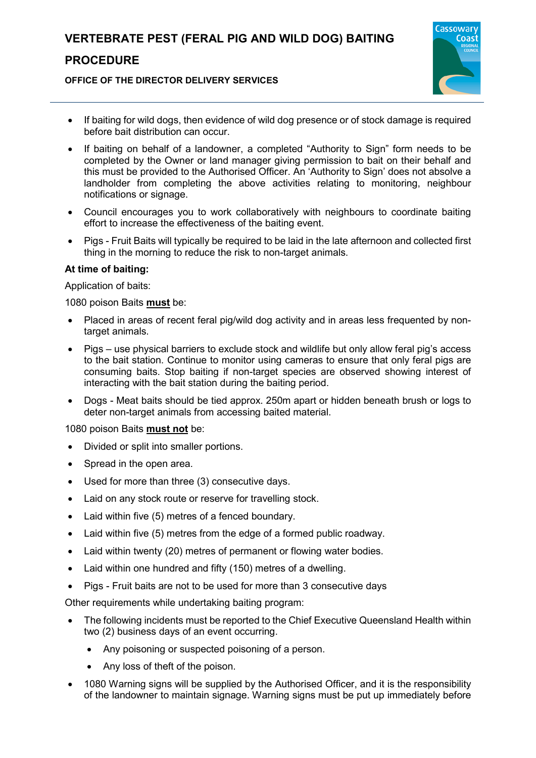- If baiting for wild dogs, then evidence of wild dog presence or of stock damage is required before bait distribution can occur.
- If baiting on behalf of a landowner, a completed "Authority to Sign" form needs to be completed by the Owner or land manager giving permission to bait on their behalf and this must be provided to the Authorised Officer. An 'Authority to Sign' does not absolve a landholder from completing the above activities relating to monitoring, neighbour notifications or signage.
- Council encourages you to work collaboratively with neighbours to coordinate baiting effort to increase the effectiveness of the baiting event.
- Pigs - Fruit Baits will typically be required to be laid in the late afternoon and collected first thing in the morning to reduce the risk to non-target animals.

**At time of baiting:**

Application of baits:

1080 poison Baits **<u>must</u>** be:

- Placed in areas of recent feral pig/wild dog activity and in areas less frequented by non-target animals.
- Pigs – use physical barriers to exclude stock and wildlife but only allow feral pig's access to the bait station. Continue to monitor using cameras to ensure that only feral pigs are consuming baits. Stop baiting if non-target species are observed showing interest of interacting with the bait station during the baiting period.
- Dogs - Meat baits should be tied approx. 250m apart or hidden beneath brush or logs to deter non-target animals from accessing baited material.

1080 poison Baits **<u>must not</u>** be:

- Divided or split into smaller portions.
- Spread in the open area.
- Used for more than three (3) consecutive days.
- Laid on any stock route or reserve for travelling stock.
- Laid within five (5) metres of a fenced boundary.
- Laid within five (5) metres from the edge of a formed public roadway.
- Laid within twenty (20) metres of permanent or flowing water bodies.
- Laid within one hundred and fifty (150) metres of a dwelling.
- Pigs - Fruit baits are not to be used for more than 3 consecutive days

Other requirements while undertaking baiting program:

- The following incidents must be reported to the Chief Executive Queensland Health within two (2) business days of an event occurring.
  - Any poisoning or suspected poisoning of a person.
  - Any loss of theft of the poison.
- 1080 Warning signs will be supplied by the Authorised Officer, and it is the responsibility of the landowner to maintain signage. Warning signs must be put up immediately before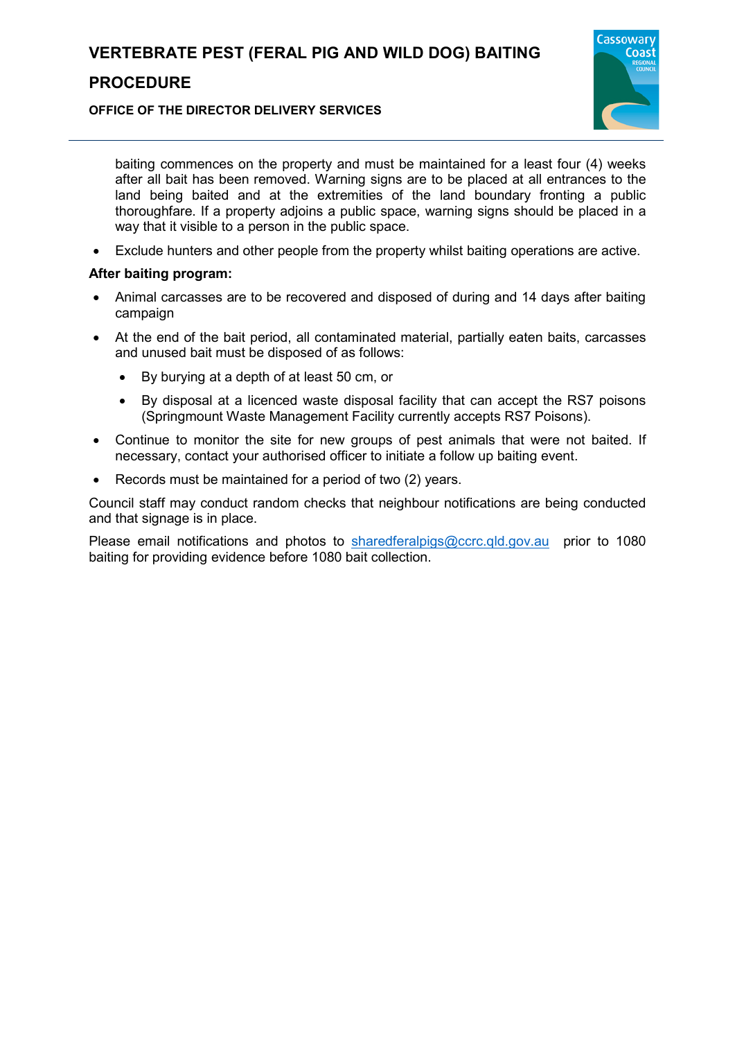baiting commences on the property and must be maintained for a least four (4) weeks after all bait has been removed. Warning signs are to be placed at all entrances to the land being baited and at the extremities of the land boundary fronting a public thoroughfare. If a property adjoins a public space, warning signs should be placed in a way that it visible to a person in the public space.

- Exclude hunters and other people from the property whilst baiting operations are active.

**After baiting program:**

- Animal carcasses are to be recovered and disposed of during and 14 days after baiting campaign
- At the end of the bait period, all contaminated material, partially eaten baits, carcasses and unused bait must be disposed of as follows:
  - By burying at a depth of at least 50 cm, or
  - By disposal at a licenced waste disposal facility that can accept the RS7 poisons (Springmount Waste Management Facility currently accepts RS7 Poisons).
- Continue to monitor the site for new groups of pest animals that were not baited. If necessary, contact your authorised officer to initiate a follow up baiting event.
- Records must be maintained for a period of two (2) years.

Council staff may conduct random checks that neighbour notifications are being conducted and that signage is in place.

Please email notifications and photos to sharedferalpigs@ccrc.qld.gov.au prior to 1080 baiting for providing evidence before 1080 bait collection.